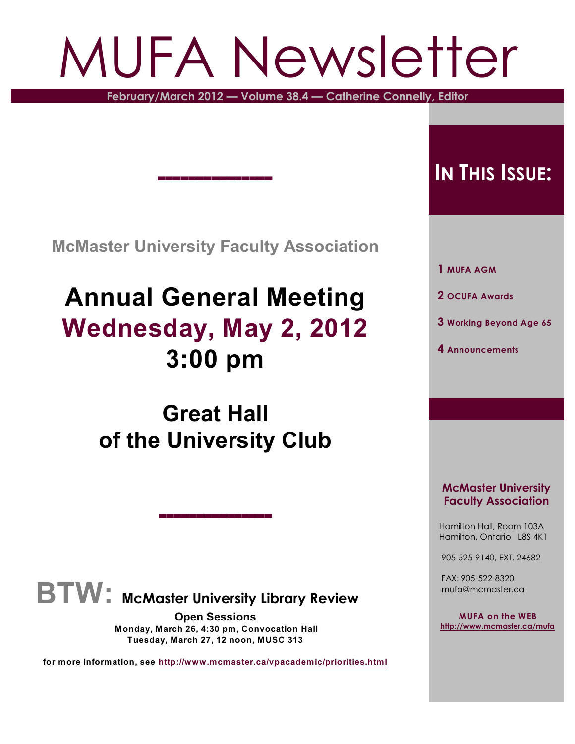# MUFA Newsletter

**February/March 2012 — Volume 38.4 — Catherine Connelly, Editor**

McMaster University Faculty Association

## Annual General Meeting
## Wednesday, May 2, 2012
## 3:00 pm

## Great Hall of the University Club

**BTW:** **McMaster University Library Review**

**Open Sessions**

**Monday, March 26, 4:30 pm, Convocation Hall**
**Tuesday, March 27, 12 noon, MUSC 313**

**for more information, see http://www.mcmaster.ca/vpacademic/priorities.html**

## In This Issue:

1 MUFA AGM

2 OCUFA Awards

3 Working Beyond Age 65

4 Announcements

**McMaster University Faculty Association**

Hamilton Hall, Room 103A
Hamilton, Ontario L8S 4K1

905-525-9140, EXT. 24682

FAX: 905-522-8320
mufa@mcmaster.ca

**MUFA on the WEB**
http://www.mcmaster.ca/mufa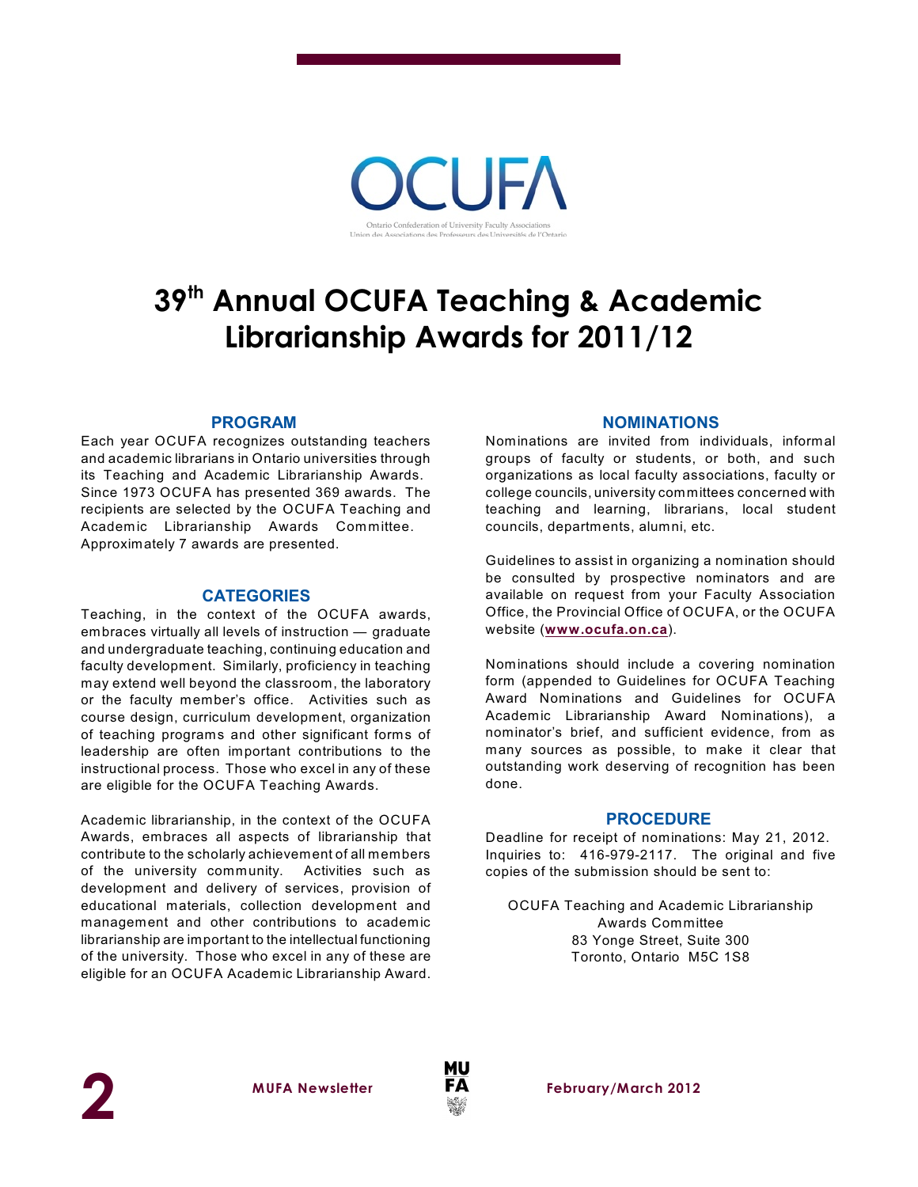OCUFA

Ontario Confederation of University Faculty Associations
Union des Associations des Professeurs des Universités de l'Ontario

# 39th Annual OCUFA Teaching & Academic Librarianship Awards for 2011/12

## PROGRAM

Each year OCUFA recognizes outstanding teachers and academic librarians in Ontario universities through its Teaching and Academic Librarianship Awards. Since 1973 OCUFA has presented 369 awards. The recipients are selected by the OCUFA Teaching and Academic Librarianship Awards Committee. Approximately 7 awards are presented.

## CATEGORIES

Teaching, in the context of the OCUFA awards, embraces virtually all levels of instruction — graduate and undergraduate teaching, continuing education and faculty development. Similarly, proficiency in teaching may extend well beyond the classroom, the laboratory or the faculty member's office. Activities such as course design, curriculum development, organization of teaching programs and other significant forms of leadership are often important contributions to the instructional process. Those who excel in any of these are eligible for the OCUFA Teaching Awards.

Academic librarianship, in the context of the OCUFA Awards, embraces all aspects of librarianship that contribute to the scholarly achievement of all members of the university community. Activities such as development and delivery of services, provision of educational materials, collection development and management and other contributions to academic librarianship are important to the intellectual functioning of the university. Those who excel in any of these are eligible for an OCUFA Academic Librarianship Award.

## NOMINATIONS

Nominations are invited from individuals, informal groups of faculty or students, or both, and such organizations as local faculty associations, faculty or college councils, university committees concerned with teaching and learning, librarians, local student councils, departments, alumni, etc.

Guidelines to assist in organizing a nomination should be consulted by prospective nominators and are available on request from your Faculty Association Office, the Provincial Office of OCUFA, or the OCUFA website (**www.ocufa.on.ca**).

Nominations should include a covering nomination form (appended to Guidelines for OCUFA Teaching Award Nominations and Guidelines for OCUFA Academic Librarianship Award Nominations), a nominator's brief, and sufficient evidence, from as many sources as possible, to make it clear that outstanding work deserving of recognition has been done.

## PROCEDURE

Deadline for receipt of nominations: May 21, 2012. Inquiries to: 416-979-2117. The original and five copies of the submission should be sent to:

OCUFA Teaching and Academic Librarianship
Awards Committee
83 Yonge Street, Suite 300
Toronto, Ontario M5C 1S8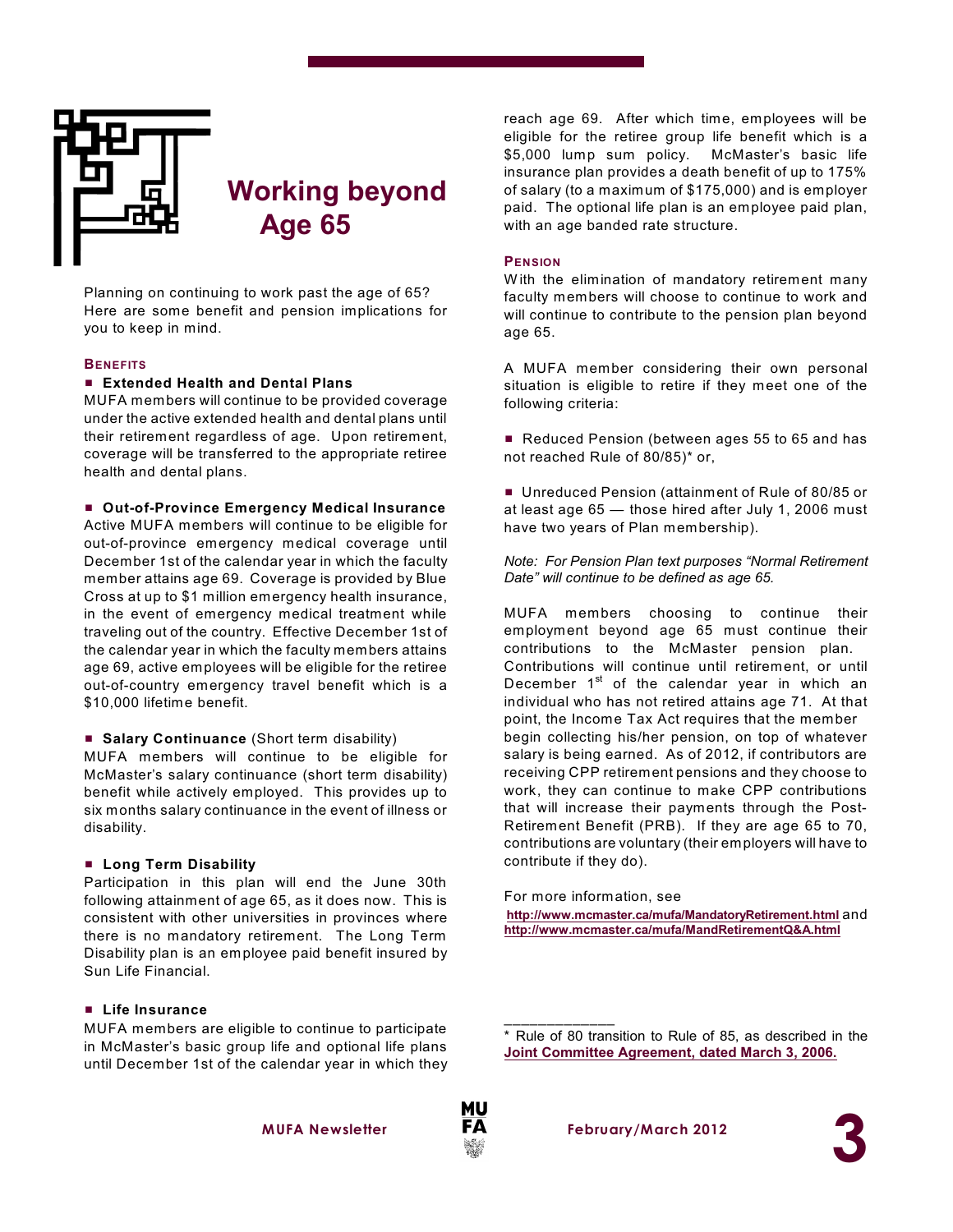# Working beyond Age 65

Planning on continuing to work past the age of 65? Here are some benefit and pension implications for you to keep in mind.

## Benefits

### ■ Extended Health and Dental Plans

MUFA members will continue to be provided coverage under the active extended health and dental plans until their retirement regardless of age. Upon retirement, coverage will be transferred to the appropriate retiree health and dental plans.

### ■ Out-of-Province Emergency Medical Insurance

Active MUFA members will continue to be eligible for out-of-province emergency medical coverage until December 1st of the calendar year in which the faculty member attains age 69. Coverage is provided by Blue Cross at up to $1 million emergency health insurance, in the event of emergency medical treatment while traveling out of the country. Effective December 1st of the calendar year in which the faculty members attains age 69, active employees will be eligible for the retiree out-of-country emergency travel benefit which is a $10,000 lifetime benefit.

### ■ Salary Continuance (Short term disability)

MUFA members will continue to be eligible for McMaster's salary continuance (short term disability) benefit while actively employed. This provides up to six months salary continuance in the event of illness or disability.

### ■ Long Term Disability

Participation in this plan will end the June 30th following attainment of age 65, as it does now. This is consistent with other universities in provinces where there is no mandatory retirement. The Long Term Disability plan is an employee paid benefit insured by Sun Life Financial.

### ■ Life Insurance

MUFA members are eligible to continue to participate in McMaster's basic group life and optional life plans until December 1st of the calendar year in which they reach age 69. After which time, employees will be eligible for the retiree group life benefit which is a $5,000 lump sum policy. McMaster's basic life insurance plan provides a death benefit of up to 175% of salary (to a maximum of $175,000) and is employer paid. The optional life plan is an employee paid plan, with an age banded rate structure.

## Pension

With the elimination of mandatory retirement many faculty members will choose to continue to work and will continue to contribute to the pension plan beyond age 65.

A MUFA member considering their own personal situation is eligible to retire if they meet one of the following criteria:

- Reduced Pension (between ages 55 to 65 and has not reached Rule of 80/85)* or,

- Unreduced Pension (attainment of Rule of 80/85 or at least age 65 — those hired after July 1, 2006 must have two years of Plan membership).

*Note: For Pension Plan text purposes "Normal Retirement Date" will continue to be defined as age 65.*

MUFA members choosing to continue their employment beyond age 65 must continue their contributions to the McMaster pension plan. Contributions will continue until retirement, or until December 1st of the calendar year in which an individual who has not retired attains age 71. At that point, the Income Tax Act requires that the member begin collecting his/her pension, on top of whatever salary is being earned. As of 2012, if contributors are receiving CPP retirement pensions and they choose to work, they can continue to make CPP contributions that will increase their payments through the Post-Retirement Benefit (PRB). If they are age 65 to 70, contributions are voluntary (their employers will have to contribute if they do).

For more information, see **http://www.mcmaster.ca/mufa/MandatoryRetirement.html** and **http://www.mcmaster.ca/mufa/MandRetirementQ&A.html**

---

\* Rule of 80 transition to Rule of 85, as described in the **Joint Committee Agreement, dated March 3, 2006.**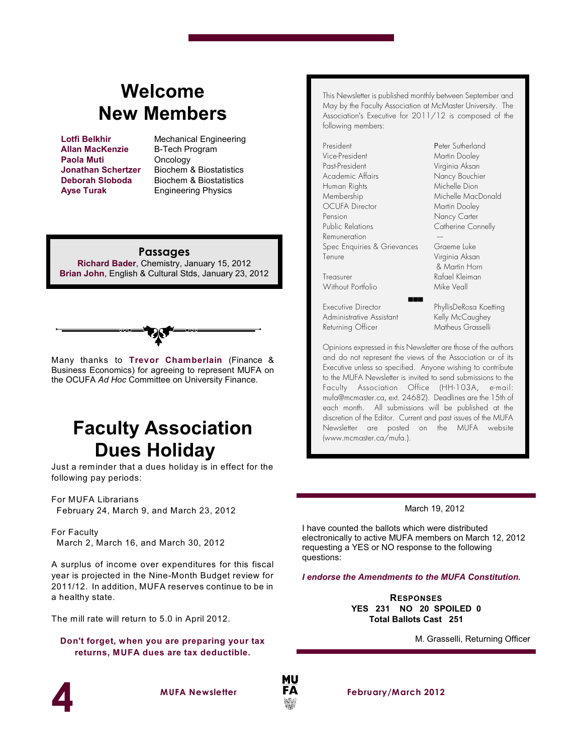# Welcome New Members

| | |
|---|---|
| **Lotfi Belkhir** | Mechanical Engineering |
| **Allan MacKenzie** | B-Tech Program |
| **Paola Muti** | Oncology |
| **Jonathan Schertzer** | Biochem & Biostatistics |
| **Deborah Sloboda** | Biochem & Biostatistics |
| **Ayse Turak** | Engineering Physics |

## Passages

**Richard Bader**, Chemistry, January 15, 2012
**Brian John**, English & Cultural Stds, January 23, 2012

Many thanks to **Trevor Chamberlain** (Finance & Business Economics) for agreeing to represent MUFA on the OCUFA *Ad Hoc* Committee on University Finance.

# Faculty Association Dues Holiday

Just a reminder that a dues holiday is in effect for the following pay periods:

For MUFA Librarians
February 24, March 9, and March 23, 2012

For Faculty
March 2, March 16, and March 30, 2012

A surplus of income over expenditures for this fiscal year is projected in the Nine-Month Budget review for 2011/12. In addition, MUFA reserves continue to be in a healthy state.

The mill rate will return to 5.0 in April 2012.

**Don't forget, when you are preparing your tax returns, MUFA dues are tax deductible.**

---

This Newsletter is published monthly between September and May by the Faculty Association at McMaster University. The Association's Executive for 2011/12 is composed of the following members:

| | |
|---|---|
| President | Peter Sutherland |
| Vice-President | Martin Dooley |
| Past-President | Virginia Aksan |
| Academic Affairs | Nancy Bouchier |
| Human Rights | Michelle Dion |
| Membership | Michelle MacDonald |
| OCUFA Director | Martin Dooley |
| Pension | Nancy Carter |
| Public Relations | Catherine Connelly |
| Remuneration | — |
| Spec Enquiries & Grievances | Graeme Luke |
| Tenure | Virginia Aksan & Martin Horn |
| Treasurer | Rafael Kleiman |
| Without Portfolio | Mike Veall |
| Executive Director | PhyllisDeRosa Koetting |
| Administrative Assistant | Kelly McCaughey |
| Returning Officer | Matheus Grasselli |

Opinions expressed in this Newsletter are those of the authors and do not represent the views of the Association or of its Executive unless so specified. Anyone wishing to contribute to the MUFA Newsletter is invited to send submissions to the Faculty Association Office (HH-103A, e-mail: mufa@mcmaster.ca, ext. 24682). Deadlines are the 15th of each month. All submissions will be published at the discretion of the Editor. Current and past issues of the MUFA Newsletter are posted on the MUFA website (www.mcmaster.ca/mufa.).

---

March 19, 2012

I have counted the ballots which were distributed electronically to active MUFA members on March 12, 2012 requesting a YES or NO response to the following questions:

***I endorse the Amendments to the MUFA Constitution.***

**Responses**
**YES 231 NO 20 SPOILED 0**
**Total Ballots Cast 251**

M. Grasselli, Returning Officer